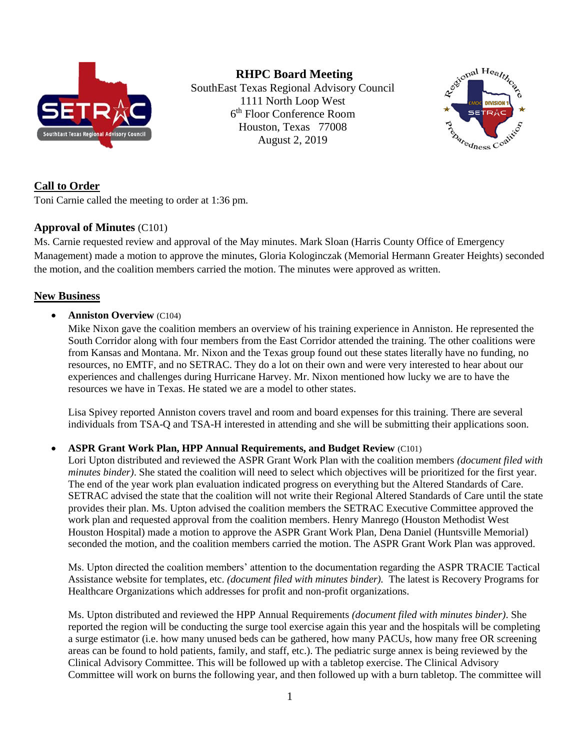# RHPC Board Meeting

SouthEast Texas Regional Advisory Council
1111 North Loop West
6th Floor Conference Room
Houston, Texas 77008
August 2, 2019

## Call to Order

Toni Carnie called the meeting to order at 1:36 pm.

## Approval of Minutes (C101)

Ms. Carnie requested review and approval of the May minutes. Mark Sloan (Harris County Office of Emergency Management) made a motion to approve the minutes, Gloria Kologinczak (Memorial Hermann Greater Heights) seconded the motion, and the coalition members carried the motion. The minutes were approved as written.

## New Business

- **Anniston Overview** (C104)

  Mike Nixon gave the coalition members an overview of his training experience in Anniston. He represented the South Corridor along with four members from the East Corridor attended the training. The other coalitions were from Kansas and Montana. Mr. Nixon and the Texas group found out these states literally have no funding, no resources, no EMTF, and no SETRAC. They do a lot on their own and were very interested to hear about our experiences and challenges during Hurricane Harvey. Mr. Nixon mentioned how lucky we are to have the resources we have in Texas. He stated we are a model to other states.

  Lisa Spivey reported Anniston covers travel and room and board expenses for this training. There are several individuals from TSA-Q and TSA-H interested in attending and she will be submitting their applications soon.

- **ASPR Grant Work Plan, HPP Annual Requirements, and Budget Review** (C101)

  Lori Upton distributed and reviewed the ASPR Grant Work Plan with the coalition members *(document filed with minutes binder)*. She stated the coalition will need to select which objectives will be prioritized for the first year. The end of the year work plan evaluation indicated progress on everything but the Altered Standards of Care. SETRAC advised the state that the coalition will not write their Regional Altered Standards of Care until the state provides their plan. Ms. Upton advised the coalition members the SETRAC Executive Committee approved the work plan and requested approval from the coalition members. Henry Manrego (Houston Methodist West Houston Hospital) made a motion to approve the ASPR Grant Work Plan, Dena Daniel (Huntsville Memorial) seconded the motion, and the coalition members carried the motion. The ASPR Grant Work Plan was approved.

  Ms. Upton directed the coalition members' attention to the documentation regarding the ASPR TRACIE Tactical Assistance website for templates, etc. *(document filed with minutes binder).* The latest is Recovery Programs for Healthcare Organizations which addresses for profit and non-profit organizations.

  Ms. Upton distributed and reviewed the HPP Annual Requirements *(document filed with minutes binder)*. She reported the region will be conducting the surge tool exercise again this year and the hospitals will be completing a surge estimator (i.e. how many unused beds can be gathered, how many PACUs, how many free OR screening areas can be found to hold patients, family, and staff, etc.). The pediatric surge annex is being reviewed by the Clinical Advisory Committee. This will be followed up with a tabletop exercise. The Clinical Advisory Committee will work on burns the following year, and then followed up with a burn tabletop. The committee will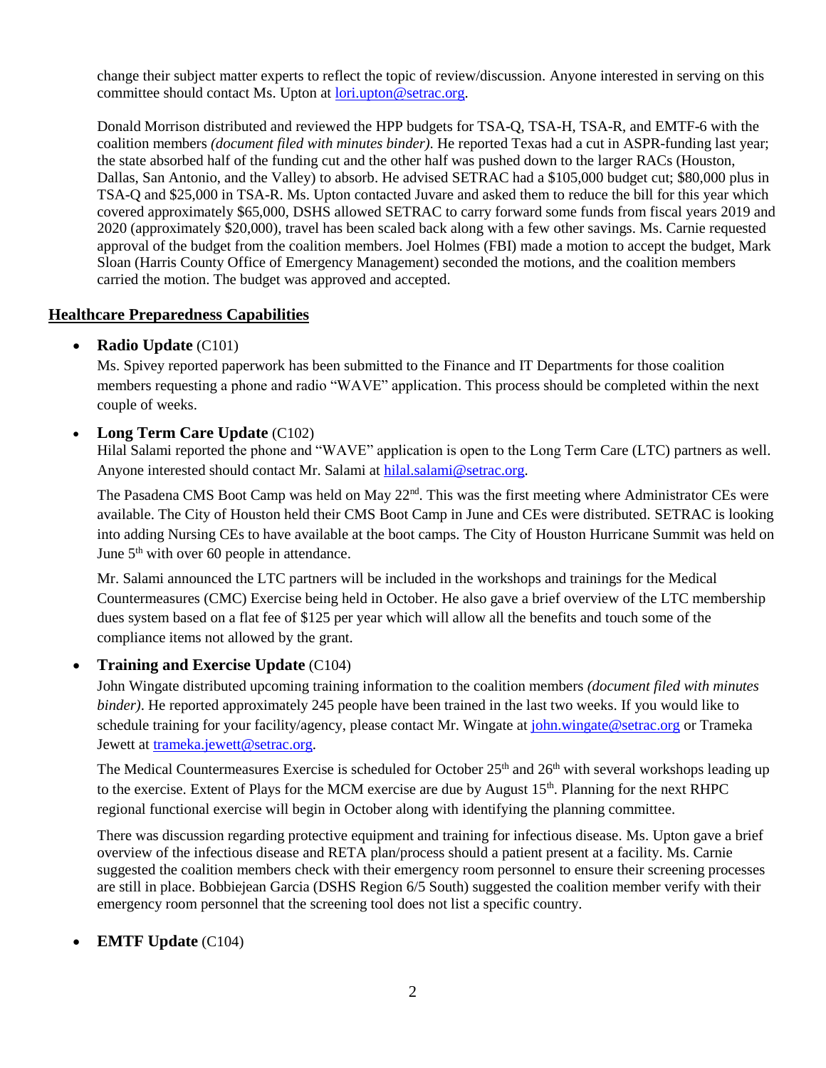change their subject matter experts to reflect the topic of review/discussion. Anyone interested in serving on this committee should contact Ms. Upton at lori.upton@setrac.org.

Donald Morrison distributed and reviewed the HPP budgets for TSA-Q, TSA-H, TSA-R, and EMTF-6 with the coalition members *(document filed with minutes binder)*. He reported Texas had a cut in ASPR-funding last year; the state absorbed half of the funding cut and the other half was pushed down to the larger RACs (Houston, Dallas, San Antonio, and the Valley) to absorb. He advised SETRAC had a $105,000 budget cut; $80,000 plus in TSA-Q and $25,000 in TSA-R. Ms. Upton contacted Juvare and asked them to reduce the bill for this year which covered approximately $65,000, DSHS allowed SETRAC to carry forward some funds from fiscal years 2019 and 2020 (approximately $20,000), travel has been scaled back along with a few other savings. Ms. Carnie requested approval of the budget from the coalition members. Joel Holmes (FBI) made a motion to accept the budget, Mark Sloan (Harris County Office of Emergency Management) seconded the motions, and the coalition members carried the motion. The budget was approved and accepted.

## Healthcare Preparedness Capabilities

- **Radio Update** (C101)

  Ms. Spivey reported paperwork has been submitted to the Finance and IT Departments for those coalition members requesting a phone and radio "WAVE" application. This process should be completed within the next couple of weeks.

- **Long Term Care Update** (C102)

  Hilal Salami reported the phone and "WAVE" application is open to the Long Term Care (LTC) partners as well. Anyone interested should contact Mr. Salami at hilal.salami@setrac.org.

  The Pasadena CMS Boot Camp was held on May 22nd. This was the first meeting where Administrator CEs were available. The City of Houston held their CMS Boot Camp in June and CEs were distributed. SETRAC is looking into adding Nursing CEs to have available at the boot camps. The City of Houston Hurricane Summit was held on June 5th with over 60 people in attendance.

  Mr. Salami announced the LTC partners will be included in the workshops and trainings for the Medical Countermeasures (CMC) Exercise being held in October. He also gave a brief overview of the LTC membership dues system based on a flat fee of $125 per year which will allow all the benefits and touch some of the compliance items not allowed by the grant.

- **Training and Exercise Update** (C104)

  John Wingate distributed upcoming training information to the coalition members *(document filed with minutes binder)*. He reported approximately 245 people have been trained in the last two weeks. If you would like to schedule training for your facility/agency, please contact Mr. Wingate at john.wingate@setrac.org or Trameka Jewett at trameka.jewett@setrac.org.

  The Medical Countermeasures Exercise is scheduled for October 25th and 26th with several workshops leading up to the exercise. Extent of Plays for the MCM exercise are due by August 15th. Planning for the next RHPC regional functional exercise will begin in October along with identifying the planning committee.

  There was discussion regarding protective equipment and training for infectious disease. Ms. Upton gave a brief overview of the infectious disease and RETA plan/process should a patient present at a facility. Ms. Carnie suggested the coalition members check with their emergency room personnel to ensure their screening processes are still in place. Bobbiejean Garcia (DSHS Region 6/5 South) suggested the coalition member verify with their emergency room personnel that the screening tool does not list a specific country.

- **EMTF Update** (C104)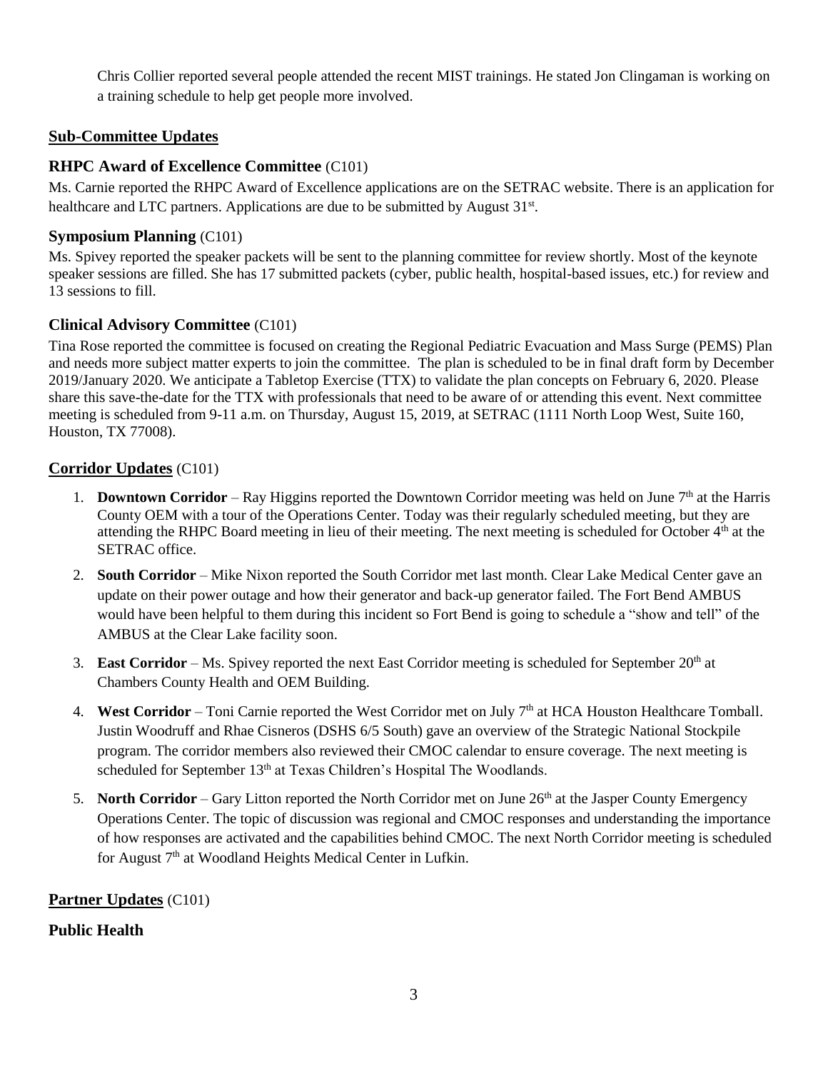Chris Collier reported several people attended the recent MIST trainings. He stated Jon Clingaman is working on a training schedule to help get people more involved.

## Sub-Committee Updates

### RHPC Award of Excellence Committee (C101)

Ms. Carnie reported the RHPC Award of Excellence applications are on the SETRAC website. There is an application for healthcare and LTC partners. Applications are due to be submitted by August 31st.

### Symposium Planning (C101)

Ms. Spivey reported the speaker packets will be sent to the planning committee for review shortly. Most of the keynote speaker sessions are filled. She has 17 submitted packets (cyber, public health, hospital-based issues, etc.) for review and 13 sessions to fill.

### Clinical Advisory Committee (C101)

Tina Rose reported the committee is focused on creating the Regional Pediatric Evacuation and Mass Surge (PEMS) Plan and needs more subject matter experts to join the committee. The plan is scheduled to be in final draft form by December 2019/January 2020. We anticipate a Tabletop Exercise (TTX) to validate the plan concepts on February 6, 2020. Please share this save-the-date for the TTX with professionals that need to be aware of or attending this event. Next committee meeting is scheduled from 9-11 a.m. on Thursday, August 15, 2019, at SETRAC (1111 North Loop West, Suite 160, Houston, TX 77008).

## Corridor Updates (C101)

1. **Downtown Corridor** – Ray Higgins reported the Downtown Corridor meeting was held on June 7th at the Harris County OEM with a tour of the Operations Center. Today was their regularly scheduled meeting, but they are attending the RHPC Board meeting in lieu of their meeting. The next meeting is scheduled for October 4th at the SETRAC office.
2. **South Corridor** – Mike Nixon reported the South Corridor met last month. Clear Lake Medical Center gave an update on their power outage and how their generator and back-up generator failed. The Fort Bend AMBUS would have been helpful to them during this incident so Fort Bend is going to schedule a "show and tell" of the AMBUS at the Clear Lake facility soon.
3. **East Corridor** – Ms. Spivey reported the next East Corridor meeting is scheduled for September 20th at Chambers County Health and OEM Building.
4. **West Corridor** – Toni Carnie reported the West Corridor met on July 7th at HCA Houston Healthcare Tomball. Justin Woodruff and Rhae Cisneros (DSHS 6/5 South) gave an overview of the Strategic National Stockpile program. The corridor members also reviewed their CMOC calendar to ensure coverage. The next meeting is scheduled for September 13th at Texas Children's Hospital The Woodlands.
5. **North Corridor** – Gary Litton reported the North Corridor met on June 26th at the Jasper County Emergency Operations Center. The topic of discussion was regional and CMOC responses and understanding the importance of how responses are activated and the capabilities behind CMOC. The next North Corridor meeting is scheduled for August 7th at Woodland Heights Medical Center in Lufkin.

## Partner Updates (C101)

### Public Health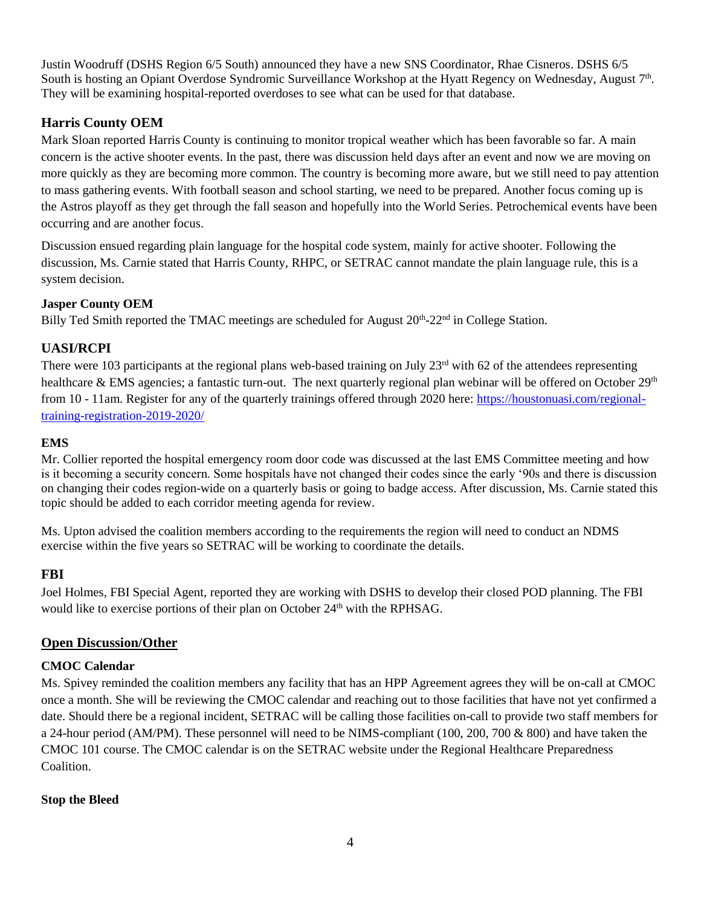Justin Woodruff (DSHS Region 6/5 South) announced they have a new SNS Coordinator, Rhae Cisneros. DSHS 6/5 South is hosting an Opiant Overdose Syndromic Surveillance Workshop at the Hyatt Regency on Wednesday, August 7th. They will be examining hospital-reported overdoses to see what can be used for that database.

## Harris County OEM

Mark Sloan reported Harris County is continuing to monitor tropical weather which has been favorable so far. A main concern is the active shooter events. In the past, there was discussion held days after an event and now we are moving on more quickly as they are becoming more common. The country is becoming more aware, but we still need to pay attention to mass gathering events. With football season and school starting, we need to be prepared. Another focus coming up is the Astros playoff as they get through the fall season and hopefully into the World Series. Petrochemical events have been occurring and are another focus.

Discussion ensued regarding plain language for the hospital code system, mainly for active shooter. Following the discussion, Ms. Carnie stated that Harris County, RHPC, or SETRAC cannot mandate the plain language rule, this is a system decision.

### Jasper County OEM

Billy Ted Smith reported the TMAC meetings are scheduled for August 20th-22nd in College Station.

## UASI/RCPI

There were 103 participants at the regional plans web-based training on July 23rd with 62 of the attendees representing healthcare & EMS agencies; a fantastic turn-out. The next quarterly regional plan webinar will be offered on October 29th from 10 - 11am. Register for any of the quarterly trainings offered through 2020 here: [https://houstonuasi.com/regional-training-registration-2019-2020/](https://houstonuasi.com/regional-training-registration-2019-2020/)

### EMS

Mr. Collier reported the hospital emergency room door code was discussed at the last EMS Committee meeting and how is it becoming a security concern. Some hospitals have not changed their codes since the early '90s and there is discussion on changing their codes region-wide on a quarterly basis or going to badge access. After discussion, Ms. Carnie stated this topic should be added to each corridor meeting agenda for review.

Ms. Upton advised the coalition members according to the requirements the region will need to conduct an NDMS exercise within the five years so SETRAC will be working to coordinate the details.

## FBI

Joel Holmes, FBI Special Agent, reported they are working with DSHS to develop their closed POD planning. The FBI would like to exercise portions of their plan on October 24th with the RPHSAG.

## Open Discussion/Other

### CMOC Calendar

Ms. Spivey reminded the coalition members any facility that has an HPP Agreement agrees they will be on-call at CMOC once a month. She will be reviewing the CMOC calendar and reaching out to those facilities that have not yet confirmed a date. Should there be a regional incident, SETRAC will be calling those facilities on-call to provide two staff members for a 24-hour period (AM/PM). These personnel will need to be NIMS-compliant (100, 200, 700 & 800) and have taken the CMOC 101 course. The CMOC calendar is on the SETRAC website under the Regional Healthcare Preparedness Coalition.

### Stop the Bleed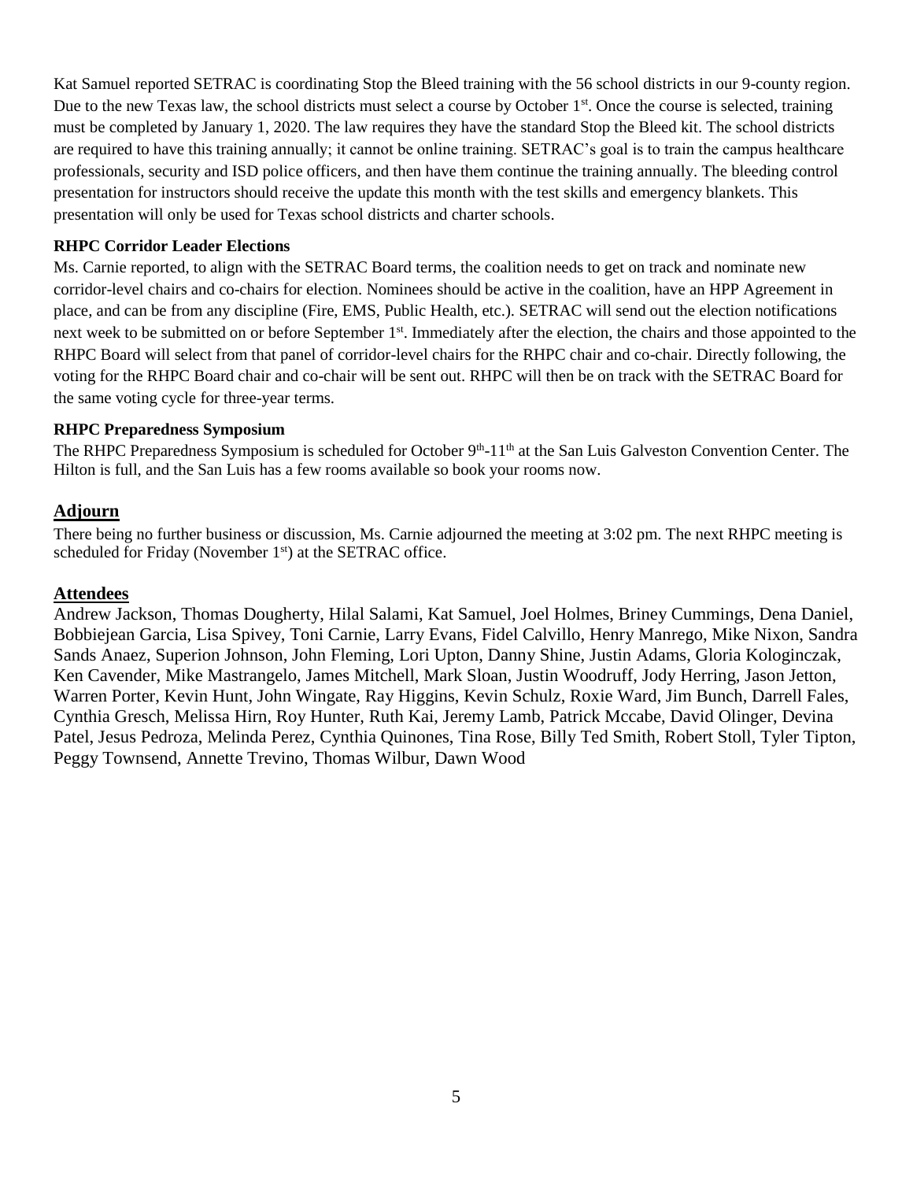Kat Samuel reported SETRAC is coordinating Stop the Bleed training with the 56 school districts in our 9-county region. Due to the new Texas law, the school districts must select a course by October 1st. Once the course is selected, training must be completed by January 1, 2020. The law requires they have the standard Stop the Bleed kit. The school districts are required to have this training annually; it cannot be online training. SETRAC's goal is to train the campus healthcare professionals, security and ISD police officers, and then have them continue the training annually. The bleeding control presentation for instructors should receive the update this month with the test skills and emergency blankets. This presentation will only be used for Texas school districts and charter schools.

**RHPC Corridor Leader Elections**

Ms. Carnie reported, to align with the SETRAC Board terms, the coalition needs to get on track and nominate new corridor-level chairs and co-chairs for election. Nominees should be active in the coalition, have an HPP Agreement in place, and can be from any discipline (Fire, EMS, Public Health, etc.). SETRAC will send out the election notifications next week to be submitted on or before September 1st. Immediately after the election, the chairs and those appointed to the RHPC Board will select from that panel of corridor-level chairs for the RHPC chair and co-chair. Directly following, the voting for the RHPC Board chair and co-chair will be sent out. RHPC will then be on track with the SETRAC Board for the same voting cycle for three-year terms.

**RHPC Preparedness Symposium**

The RHPC Preparedness Symposium is scheduled for October 9th-11th at the San Luis Galveston Convention Center. The Hilton is full, and the San Luis has a few rooms available so book your rooms now.

## Adjourn

There being no further business or discussion, Ms. Carnie adjourned the meeting at 3:02 pm. The next RHPC meeting is scheduled for Friday (November 1st) at the SETRAC office.

## Attendees

Andrew Jackson, Thomas Dougherty, Hilal Salami, Kat Samuel, Joel Holmes, Briney Cummings, Dena Daniel, Bobbiejean Garcia, Lisa Spivey, Toni Carnie, Larry Evans, Fidel Calvillo, Henry Manrego, Mike Nixon, Sandra Sands Anaez, Superion Johnson, John Fleming, Lori Upton, Danny Shine, Justin Adams, Gloria Kologinczak, Ken Cavender, Mike Mastrangelo, James Mitchell, Mark Sloan, Justin Woodruff, Jody Herring, Jason Jetton, Warren Porter, Kevin Hunt, John Wingate, Ray Higgins, Kevin Schulz, Roxie Ward, Jim Bunch, Darrell Fales, Cynthia Gresch, Melissa Hirn, Roy Hunter, Ruth Kai, Jeremy Lamb, Patrick Mccabe, David Olinger, Devina Patel, Jesus Pedroza, Melinda Perez, Cynthia Quinones, Tina Rose, Billy Ted Smith, Robert Stoll, Tyler Tipton, Peggy Townsend, Annette Trevino, Thomas Wilbur, Dawn Wood